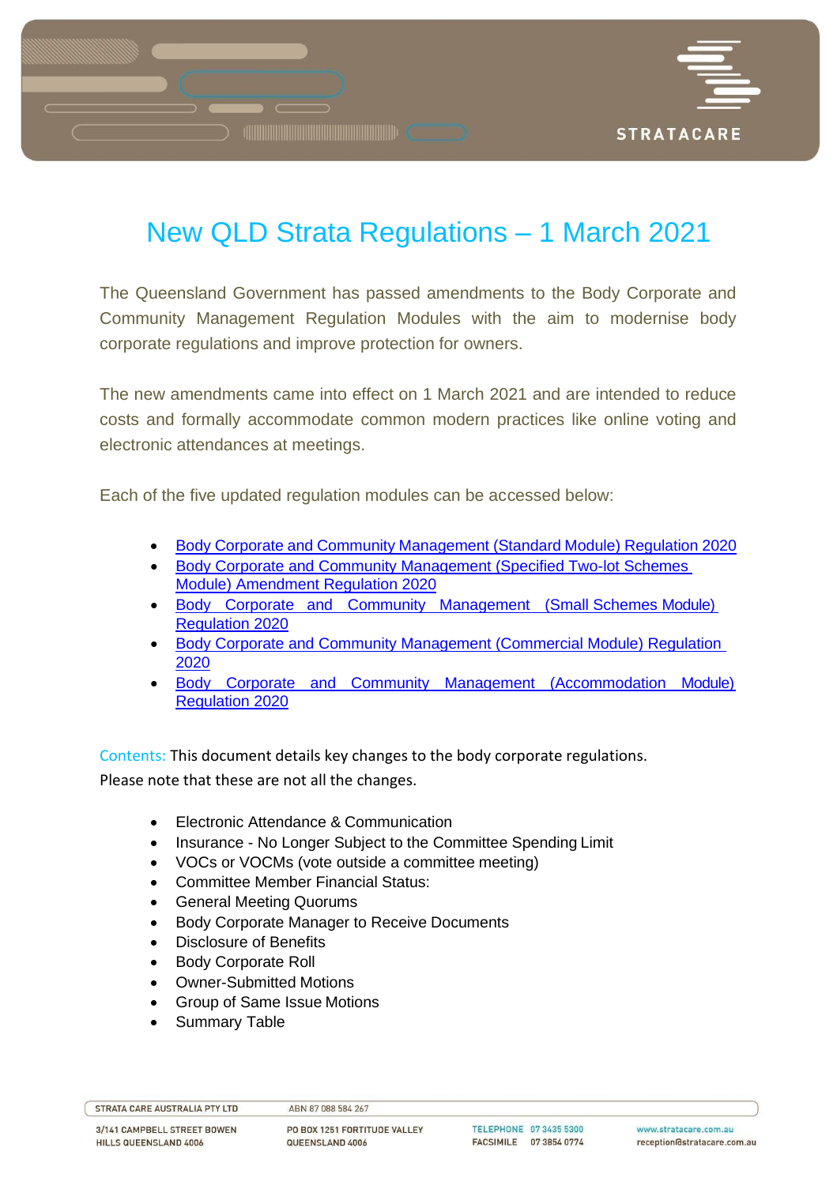# New QLD Strata Regulations – 1 March 2021

The Queensland Government has passed amendments to the Body Corporate and Community Management Regulation Modules with the aim to modernise body corporate regulations and improve protection for owners.

The new amendments came into effect on 1 March 2021 and are intended to reduce costs and formally accommodate common modern practices like online voting and electronic attendances at meetings.

Each of the five updated regulation modules can be accessed below:

- Body Corporate and Community Management (Standard Module) Regulation 2020
- Body Corporate and Community Management (Specified Two-lot Schemes Module) Amendment Regulation 2020
- Body Corporate and Community Management (Small Schemes Module) Regulation 2020
- Body Corporate and Community Management (Commercial Module) Regulation 2020
- Body Corporate and Community Management (Accommodation Module) Regulation 2020

Contents: This document details key changes to the body corporate regulations. Please note that these are not all the changes.

- Electronic Attendance & Communication
- Insurance - No Longer Subject to the Committee Spending Limit
- VOCs or VOCMs (vote outside a committee meeting)
- Committee Member Financial Status:
- General Meeting Quorums
- Body Corporate Manager to Receive Documents
- Disclosure of Benefits
- Body Corporate Roll
- Owner-Submitted Motions
- Group of Same Issue Motions
- Summary Table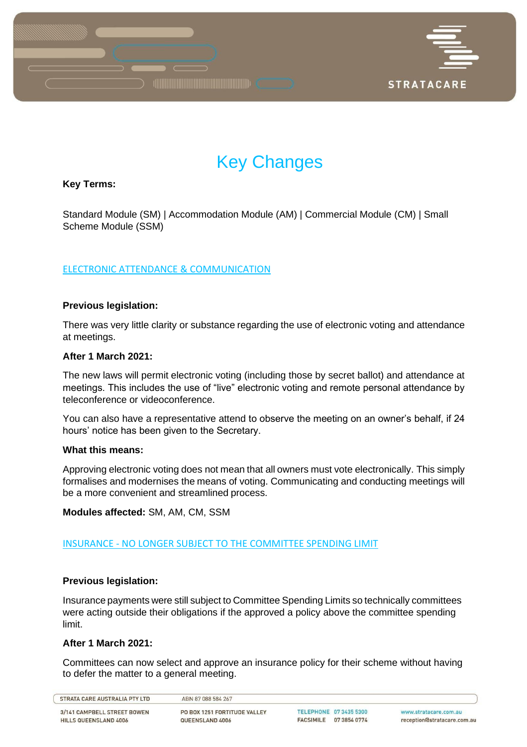# Key Changes

**Key Terms:**

Standard Module (SM) | Accommodation Module (AM) | Commercial Module (CM) | Small Scheme Module (SSM)

## ELECTRONIC ATTENDANCE & COMMUNICATION

**Previous legislation:**

There was very little clarity or substance regarding the use of electronic voting and attendance at meetings.

**After 1 March 2021:**

The new laws will permit electronic voting (including those by secret ballot) and attendance at meetings. This includes the use of "live" electronic voting and remote personal attendance by teleconference or videoconference.

You can also have a representative attend to observe the meeting on an owner's behalf, if 24 hours' notice has been given to the Secretary.

**What this means:**

Approving electronic voting does not mean that all owners must vote electronically. This simply formalises and modernises the means of voting. Communicating and conducting meetings will be a more convenient and streamlined process.

**Modules affected:** SM, AM, CM, SSM

## INSURANCE - NO LONGER SUBJECT TO THE COMMITTEE SPENDING LIMIT

**Previous legislation:**

Insurance payments were still subject to Committee Spending Limits so technically committees were acting outside their obligations if the approved a policy above the committee spending limit.

**After 1 March 2021:**

Committees can now select and approve an insurance policy for their scheme without having to defer the matter to a general meeting.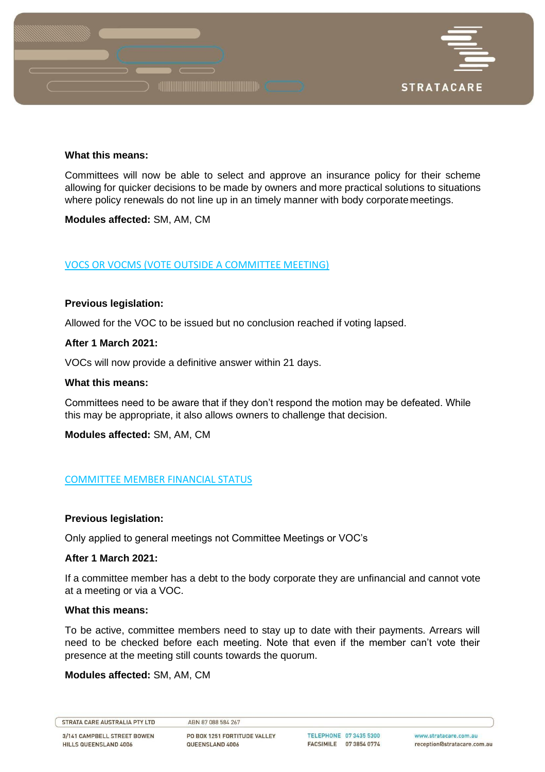**What this means:**

Committees will now be able to select and approve an insurance policy for their scheme allowing for quicker decisions to be made by owners and more practical solutions to situations where policy renewals do not line up in an timely manner with body corporate meetings.

**Modules affected:** SM, AM, CM

## VOCS OR VOCMS (VOTE OUTSIDE A COMMITTEE MEETING)

**Previous legislation:**

Allowed for the VOC to be issued but no conclusion reached if voting lapsed.

**After 1 March 2021:**

VOCs will now provide a definitive answer within 21 days.

**What this means:**

Committees need to be aware that if they don't respond the motion may be defeated. While this may be appropriate, it also allows owners to challenge that decision.

**Modules affected:** SM, AM, CM

## COMMITTEE MEMBER FINANCIAL STATUS

**Previous legislation:**

Only applied to general meetings not Committee Meetings or VOC's

**After 1 March 2021:**

If a committee member has a debt to the body corporate they are unfinancial and cannot vote at a meeting or via a VOC.

**What this means:**

To be active, committee members need to stay up to date with their payments. Arrears will need to be checked before each meeting. Note that even if the member can't vote their presence at the meeting still counts towards the quorum.

**Modules affected:** SM, AM, CM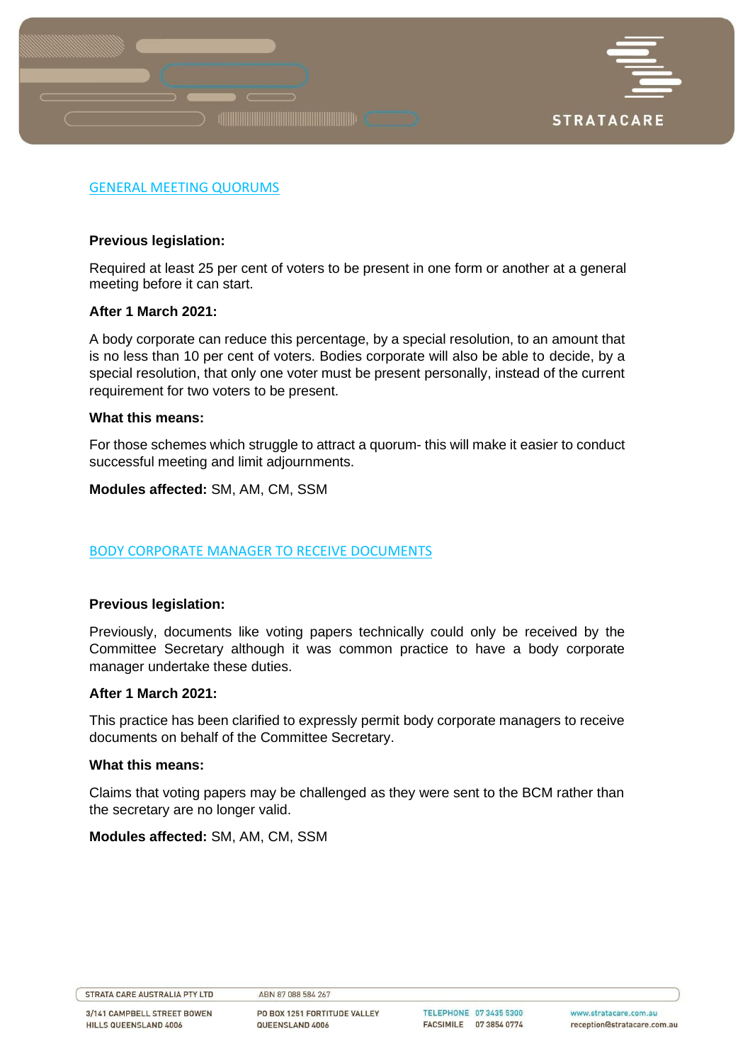## GENERAL MEETING QUORUMS

**Previous legislation:**

Required at least 25 per cent of voters to be present in one form or another at a general meeting before it can start.

**After 1 March 2021:**

A body corporate can reduce this percentage, by a special resolution, to an amount that is no less than 10 per cent of voters. Bodies corporate will also be able to decide, by a special resolution, that only one voter must be present personally, instead of the current requirement for two voters to be present.

**What this means:**

For those schemes which struggle to attract a quorum- this will make it easier to conduct successful meeting and limit adjournments.

**Modules affected:** SM, AM, CM, SSM

## BODY CORPORATE MANAGER TO RECEIVE DOCUMENTS

**Previous legislation:**

Previously, documents like voting papers technically could only be received by the Committee Secretary although it was common practice to have a body corporate manager undertake these duties.

**After 1 March 2021:**

This practice has been clarified to expressly permit body corporate managers to receive documents on behalf of the Committee Secretary.

**What this means:**

Claims that voting papers may be challenged as they were sent to the BCM rather than the secretary are no longer valid.

**Modules affected:** SM, AM, CM, SSM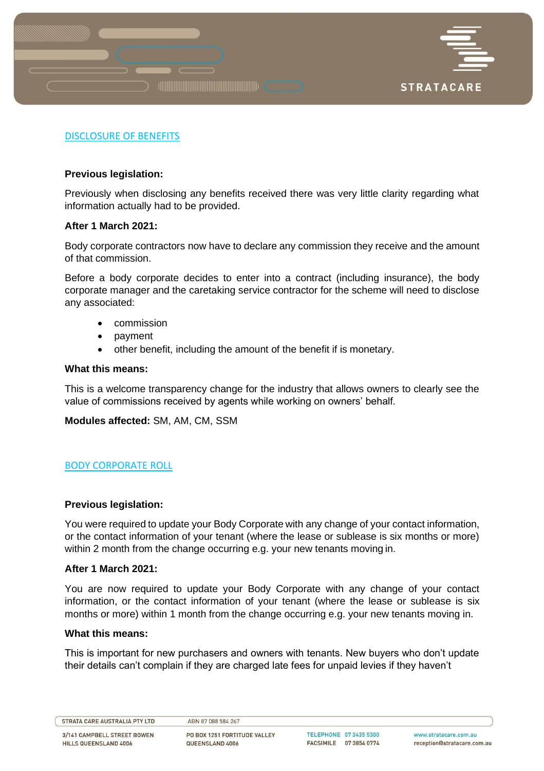## DISCLOSURE OF BENEFITS

**Previous legislation:**

Previously when disclosing any benefits received there was very little clarity regarding what information actually had to be provided.

**After 1 March 2021:**

Body corporate contractors now have to declare any commission they receive and the amount of that commission.

Before a body corporate decides to enter into a contract (including insurance), the body corporate manager and the caretaking service contractor for the scheme will need to disclose any associated:

- commission
- payment
- other benefit, including the amount of the benefit if is monetary.

**What this means:**

This is a welcome transparency change for the industry that allows owners to clearly see the value of commissions received by agents while working on owners' behalf.

**Modules affected:** SM, AM, CM, SSM

## BODY CORPORATE ROLL

**Previous legislation:**

You were required to update your Body Corporate with any change of your contact information, or the contact information of your tenant (where the lease or sublease is six months or more) within 2 month from the change occurring e.g. your new tenants moving in.

**After 1 March 2021:**

You are now required to update your Body Corporate with any change of your contact information, or the contact information of your tenant (where the lease or sublease is six months or more) within 1 month from the change occurring e.g. your new tenants moving in.

**What this means:**

This is important for new purchasers and owners with tenants. New buyers who don't update their details can't complain if they are charged late fees for unpaid levies if they haven't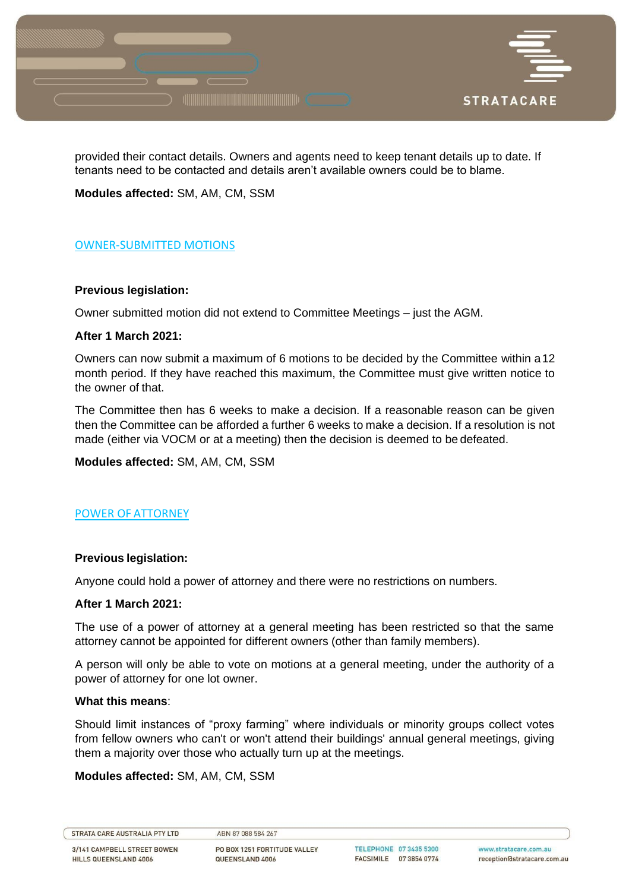provided their contact details. Owners and agents need to keep tenant details up to date. If tenants need to be contacted and details aren't available owners could be to blame.

**Modules affected:** SM, AM, CM, SSM

## OWNER-SUBMITTED MOTIONS

**Previous legislation:**

Owner submitted motion did not extend to Committee Meetings – just the AGM.

**After 1 March 2021:**

Owners can now submit a maximum of 6 motions to be decided by the Committee within a 12 month period. If they have reached this maximum, the Committee must give written notice to the owner of that.

The Committee then has 6 weeks to make a decision. If a reasonable reason can be given then the Committee can be afforded a further 6 weeks to make a decision. If a resolution is not made (either via VOCM or at a meeting) then the decision is deemed to be defeated.

**Modules affected:** SM, AM, CM, SSM

## POWER OF ATTORNEY

**Previous legislation:**

Anyone could hold a power of attorney and there were no restrictions on numbers.

**After 1 March 2021:**

The use of a power of attorney at a general meeting has been restricted so that the same attorney cannot be appointed for different owners (other than family members).

A person will only be able to vote on motions at a general meeting, under the authority of a power of attorney for one lot owner.

**What this means**:

Should limit instances of "proxy farming" where individuals or minority groups collect votes from fellow owners who can't or won't attend their buildings' annual general meetings, giving them a majority over those who actually turn up at the meetings.

**Modules affected:** SM, AM, CM, SSM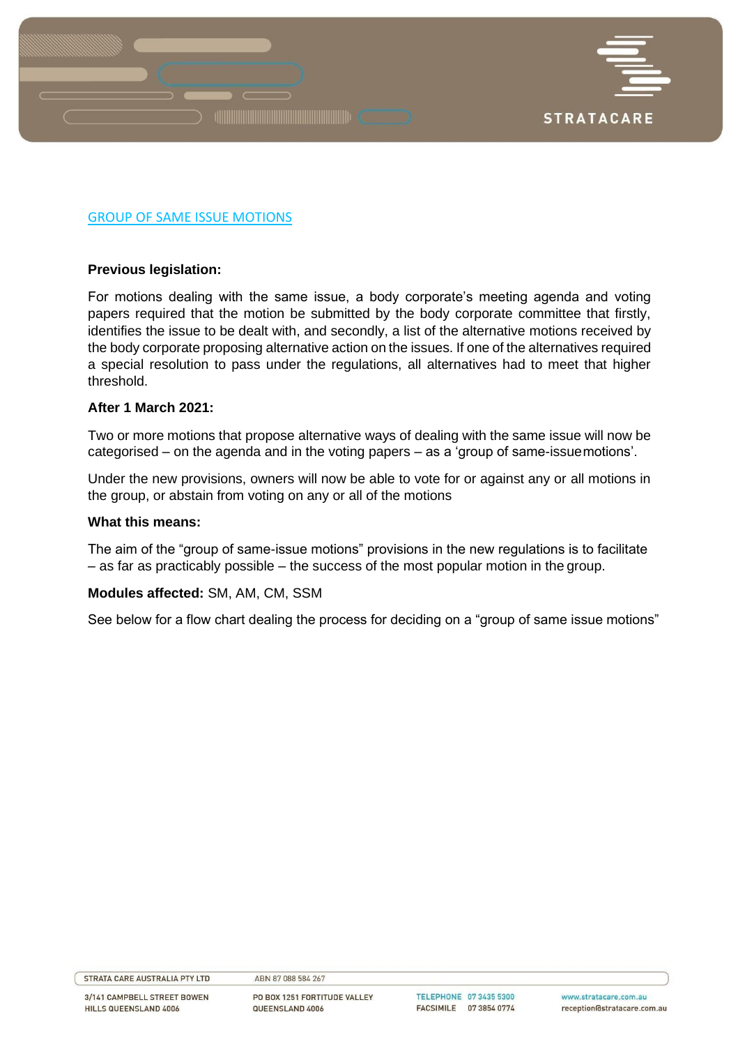## GROUP OF SAME ISSUE MOTIONS

**Previous legislation:**

For motions dealing with the same issue, a body corporate's meeting agenda and voting papers required that the motion be submitted by the body corporate committee that firstly, identifies the issue to be dealt with, and secondly, a list of the alternative motions received by the body corporate proposing alternative action on the issues. If one of the alternatives required a special resolution to pass under the regulations, all alternatives had to meet that higher threshold.

**After 1 March 2021:**

Two or more motions that propose alternative ways of dealing with the same issue will now be categorised – on the agenda and in the voting papers – as a 'group of same-issue motions'.

Under the new provisions, owners will now be able to vote for or against any or all motions in the group, or abstain from voting on any or all of the motions

**What this means:**

The aim of the "group of same-issue motions" provisions in the new regulations is to facilitate – as far as practicably possible – the success of the most popular motion in the group.

**Modules affected:** SM, AM, CM, SSM

See below for a flow chart dealing the process for deciding on a "group of same issue motions"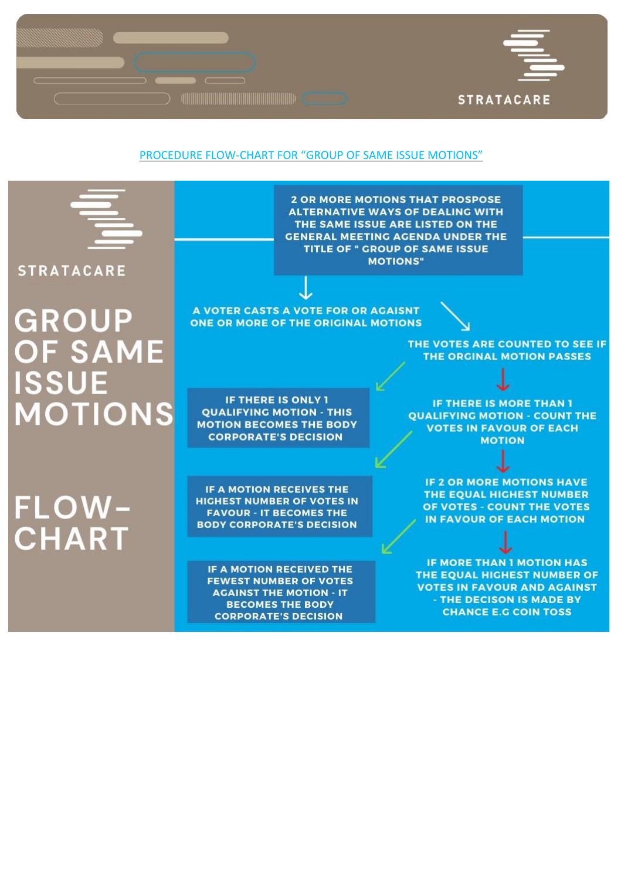STRATACARE

PROCEDURE FLOW-CHART FOR "GROUP OF SAME ISSUE MOTIONS"

STRATACARE

# GROUP OF SAME ISSUE MOTIONS

# FLOW-CHART

2 OR MORE MOTIONS THAT PROSPOSE ALTERNATIVE WAYS OF DEALING WITH THE SAME ISSUE ARE LISTED ON THE GENERAL MEETING AGENDA UNDER THE TITLE OF " GROUP OF SAME ISSUE MOTIONS"

A VOTER CASTS A VOTE FOR OR AGAISNT ONE OR MORE OF THE ORIGINAL MOTIONS

THE VOTES ARE COUNTED TO SEE IF THE ORGINAL MOTION PASSES

IF THERE IS ONLY 1 QUALIFYING MOTION - THIS MOTION BECOMES THE BODY CORPORATE'S DECISION

IF THERE IS MORE THAN 1 QUALIFYING MOTION - COUNT THE VOTES IN FAVOUR OF EACH MOTION

IF A MOTION RECEIVES THE HIGHEST NUMBER OF VOTES IN FAVOUR - IT BECOMES THE BODY CORPORATE'S DECISION

IF 2 OR MORE MOTIONS HAVE THE EQUAL HIGHEST NUMBER OF VOTES - COUNT THE VOTES IN FAVOUR OF EACH MOTION

IF A MOTION RECEIVED THE FEWEST NUMBER OF VOTES AGAINST THE MOTION - IT BECOMES THE BODY CORPORATE'S DECISION

IF MORE THAN 1 MOTION HAS THE EQUAL HIGHEST NUMBER OF VOTES IN FAVOUR AND AGAINST - THE DECISON IS MADE BY CHANCE E.G COIN TOSS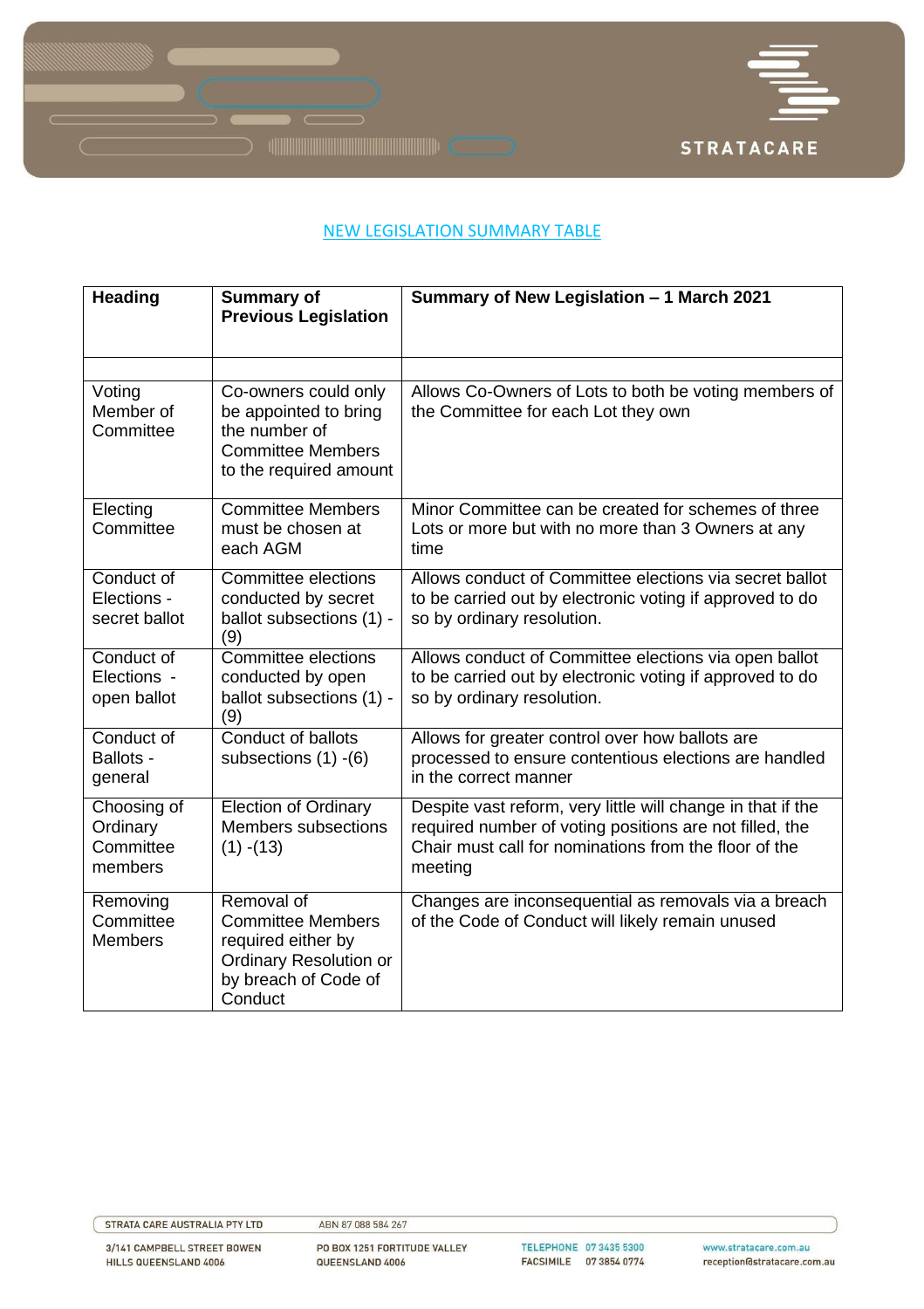## NEW LEGISLATION SUMMARY TABLE

| Heading | Summary of Previous Legislation | Summary of New Legislation – 1 March 2021 |
|---|---|---|
| | | |
| Voting Member of Committee | Co-owners could only be appointed to bring the number of Committee Members to the required amount | Allows Co-Owners of Lots to both be voting members of the Committee for each Lot they own |
| Electing Committee | Committee Members must be chosen at each AGM | Minor Committee can be created for schemes of three Lots or more but with no more than 3 Owners at any time |
| Conduct of Elections - secret ballot | Committee elections conducted by secret ballot subsections (1) - (9) | Allows conduct of Committee elections via secret ballot to be carried out by electronic voting if approved to do so by ordinary resolution. |
| Conduct of Elections - open ballot | Committee elections conducted by open ballot subsections (1) - (9) | Allows conduct of Committee elections via open ballot to be carried out by electronic voting if approved to do so by ordinary resolution. |
| Conduct of Ballots - general | Conduct of ballots subsections (1) -(6) | Allows for greater control over how ballots are processed to ensure contentious elections are handled in the correct manner |
| Choosing of Ordinary Committee members | Election of Ordinary Members subsections (1) -(13) | Despite vast reform, very little will change in that if the required number of voting positions are not filled, the Chair must call for nominations from the floor of the meeting |
| Removing Committee Members | Removal of Committee Members required either by Ordinary Resolution or by breach of Code of Conduct | Changes are inconsequential as removals via a breach of the Code of Conduct will likely remain unused |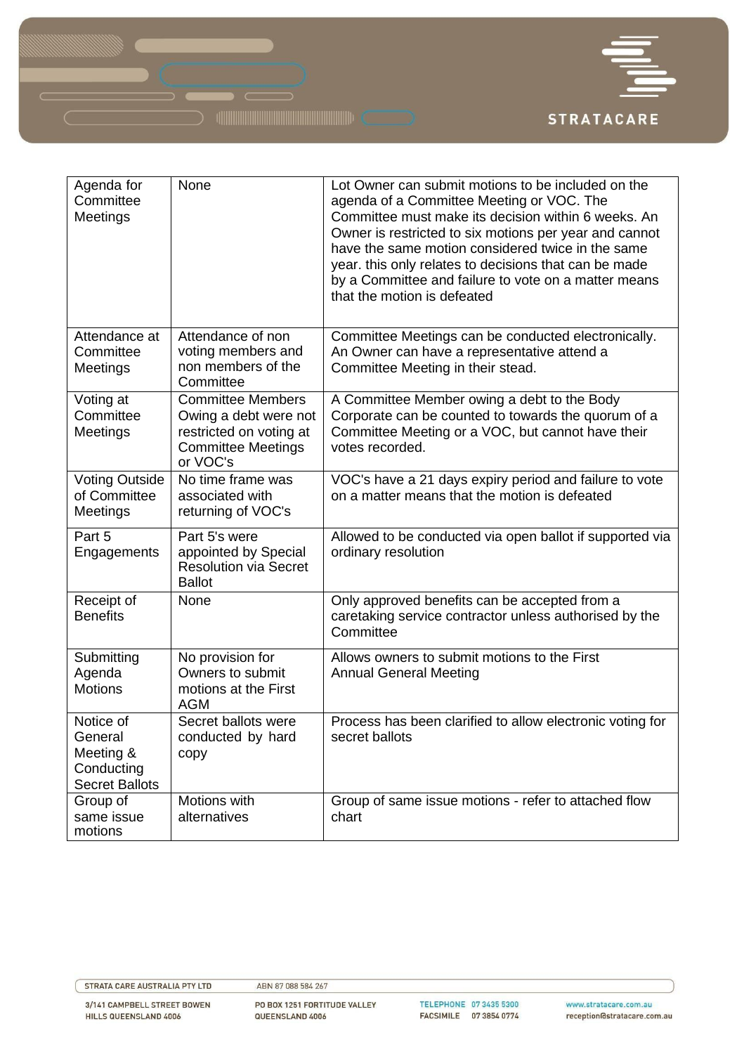| Agenda for Committee Meetings | None | Lot Owner can submit motions to be included on the agenda of a Committee Meeting or VOC. The Committee must make its decision within 6 weeks. An Owner is restricted to six motions per year and cannot have the same motion considered twice in the same year. this only relates to decisions that can be made by a Committee and failure to vote on a matter means that the motion is defeated |
|---|---|---|
| Attendance at Committee Meetings | Attendance of non voting members and non members of the Committee | Committee Meetings can be conducted electronically. An Owner can have a representative attend a Committee Meeting in their stead. |
| Voting at Committee Meetings | Committee Members Owing a debt were not restricted on voting at Committee Meetings or VOC's | A Committee Member owing a debt to the Body Corporate can be counted to towards the quorum of a Committee Meeting or a VOC, but cannot have their votes recorded. |
| Voting Outside of Committee Meetings | No time frame was associated with returning of VOC's | VOC's have a 21 days expiry period and failure to vote on a matter means that the motion is defeated |
| Part 5 Engagements | Part 5's were appointed by Special Resolution via Secret Ballot | Allowed to be conducted via open ballot if supported via ordinary resolution |
| Receipt of Benefits | None | Only approved benefits can be accepted from a caretaking service contractor unless authorised by the Committee |
| Submitting Agenda Motions | No provision for Owners to submit motions at the First AGM | Allows owners to submit motions to the First Annual General Meeting |
| Notice of General Meeting & Conducting Secret Ballots | Secret ballots were conducted by hard copy | Process has been clarified to allow electronic voting for secret ballots |
| Group of same issue motions | Motions with alternatives | Group of same issue motions - refer to attached flow chart |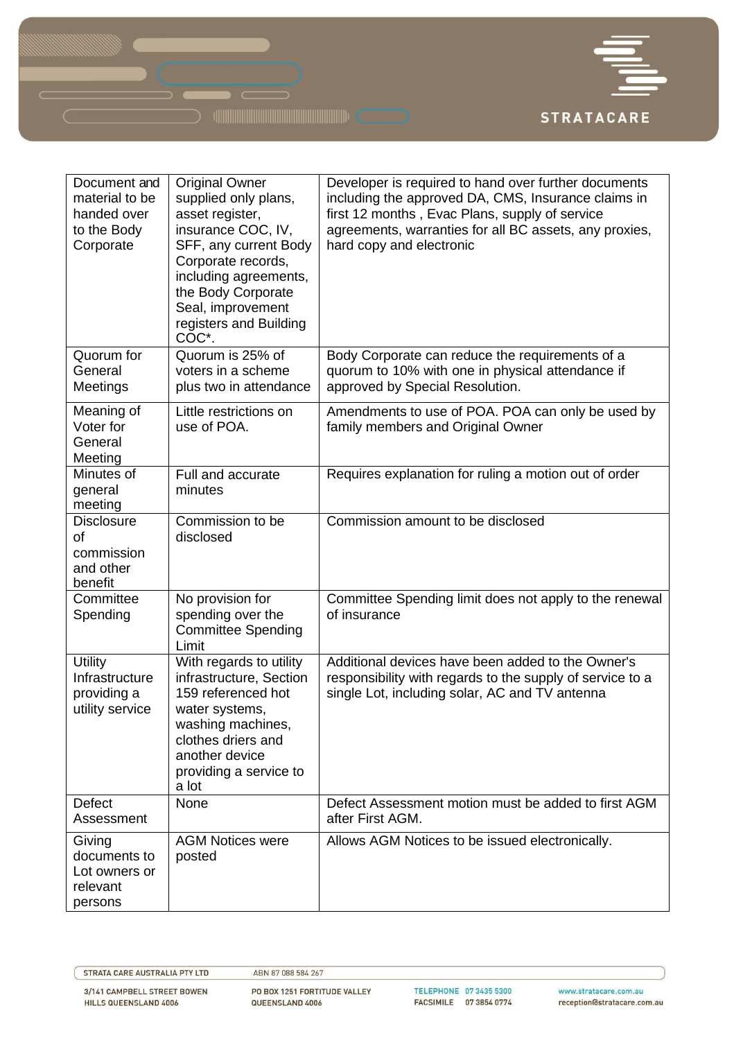| Document and material to be handed over to the Body Corporate | Original Owner supplied only plans, asset register, insurance COC, IV, SFF, any current Body Corporate records, including agreements, the Body Corporate Seal, improvement registers and Building COC*. | Developer is required to hand over further documents including the approved DA, CMS, Insurance claims in first 12 months , Evac Plans, supply of service agreements, warranties for all BC assets, any proxies, hard copy and electronic |
|---|---|---|
| Quorum for General Meetings | Quorum is 25% of voters in a scheme plus two in attendance | Body Corporate can reduce the requirements of a quorum to 10% with one in physical attendance if approved by Special Resolution. |
| Meaning of Voter for General Meeting | Little restrictions on use of POA. | Amendments to use of POA. POA can only be used by family members and Original Owner |
| Minutes of general meeting | Full and accurate minutes | Requires explanation for ruling a motion out of order |
| Disclosure of commission and other benefit | Commission to be disclosed | Commission amount to be disclosed |
| Committee Spending | No provision for spending over the Committee Spending Limit | Committee Spending limit does not apply to the renewal of insurance |
| Utility Infrastructure providing a utility service | With regards to utility infrastructure, Section 159 referenced hot water systems, washing machines, clothes driers and another device providing a service to a lot | Additional devices have been added to the Owner's responsibility with regards to the supply of service to a single Lot, including solar, AC and TV antenna |
| Defect Assessment | None | Defect Assessment motion must be added to first AGM after First AGM. |
| Giving documents to Lot owners or relevant persons | AGM Notices were posted | Allows AGM Notices to be issued electronically. |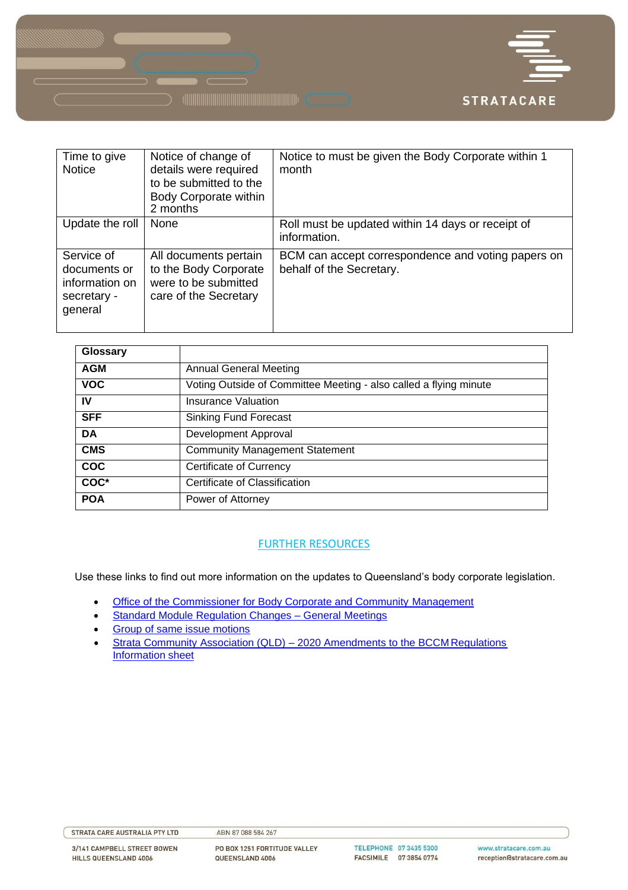| | | |
|---|---|---|
| Time to give Notice | Notice of change of details were required to be submitted to the Body Corporate within 2 months | Notice to must be given the Body Corporate within 1 month |
| Update the roll | None | Roll must be updated within 14 days or receipt of information. |
| Service of documents or information on secretary - general | All documents pertain to the Body Corporate were to be submitted care of the Secretary | BCM can accept correspondence and voting papers on behalf of the Secretary. |

| **Glossary** | |
|---|---|
| **AGM** | Annual General Meeting |
| **VOC** | Voting Outside of Committee Meeting - also called a flying minute |
| **IV** | Insurance Valuation |
| **SFF** | Sinking Fund Forecast |
| **DA** | Development Approval |
| **CMS** | Community Management Statement |
| **COC** | Certificate of Currency |
| **COC*** | Certificate of Classification |
| **POA** | Power of Attorney |

## FURTHER RESOURCES

Use these links to find out more information on the updates to Queensland's body corporate legislation.

- Office of the Commissioner for Body Corporate and Community Management
- Standard Module Regulation Changes – General Meetings
- Group of same issue motions
- Strata Community Association (QLD) – 2020 Amendments to the BCCM Regulations Information sheet